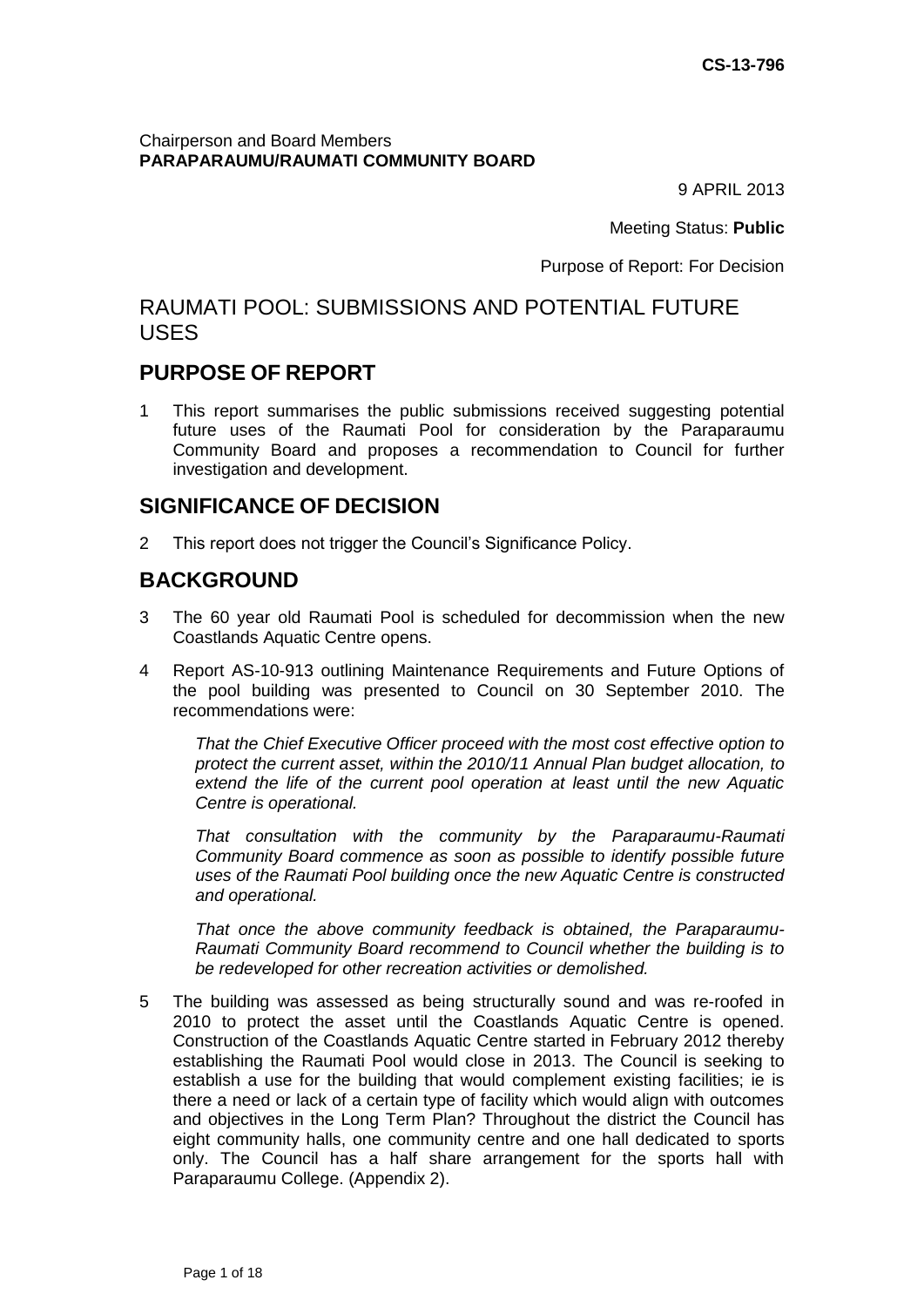**CS-13-796**

Chairperson and Board Members
**PARAPARAUMU/RAUMATI COMMUNITY BOARD**

9 APRIL 2013

Meeting Status: **Public**

Purpose of Report: For Decision

# RAUMATI POOL: SUBMISSIONS AND POTENTIAL FUTURE USES

## PURPOSE OF REPORT

1 This report summarises the public submissions received suggesting potential future uses of the Raumati Pool for consideration by the Paraparaumu Community Board and proposes a recommendation to Council for further investigation and development.

## SIGNIFICANCE OF DECISION

2 This report does not trigger the Council's Significance Policy.

## BACKGROUND

3 The 60 year old Raumati Pool is scheduled for decommission when the new Coastlands Aquatic Centre opens.

4 Report AS-10-913 outlining Maintenance Requirements and Future Options of the pool building was presented to Council on 30 September 2010. The recommendations were:

*That the Chief Executive Officer proceed with the most cost effective option to protect the current asset, within the 2010/11 Annual Plan budget allocation, to extend the life of the current pool operation at least until the new Aquatic Centre is operational.*

*That consultation with the community by the Paraparaumu-Raumati Community Board commence as soon as possible to identify possible future uses of the Raumati Pool building once the new Aquatic Centre is constructed and operational.*

*That once the above community feedback is obtained, the Paraparaumu-Raumati Community Board recommend to Council whether the building is to be redeveloped for other recreation activities or demolished.*

5 The building was assessed as being structurally sound and was re-roofed in 2010 to protect the asset until the Coastlands Aquatic Centre is opened. Construction of the Coastlands Aquatic Centre started in February 2012 thereby establishing the Raumati Pool would close in 2013. The Council is seeking to establish a use for the building that would complement existing facilities; ie is there a need or lack of a certain type of facility which would align with outcomes and objectives in the Long Term Plan? Throughout the district the Council has eight community halls, one community centre and one hall dedicated to sports only. The Council has a half share arrangement for the sports hall with Paraparaumu College. (Appendix 2).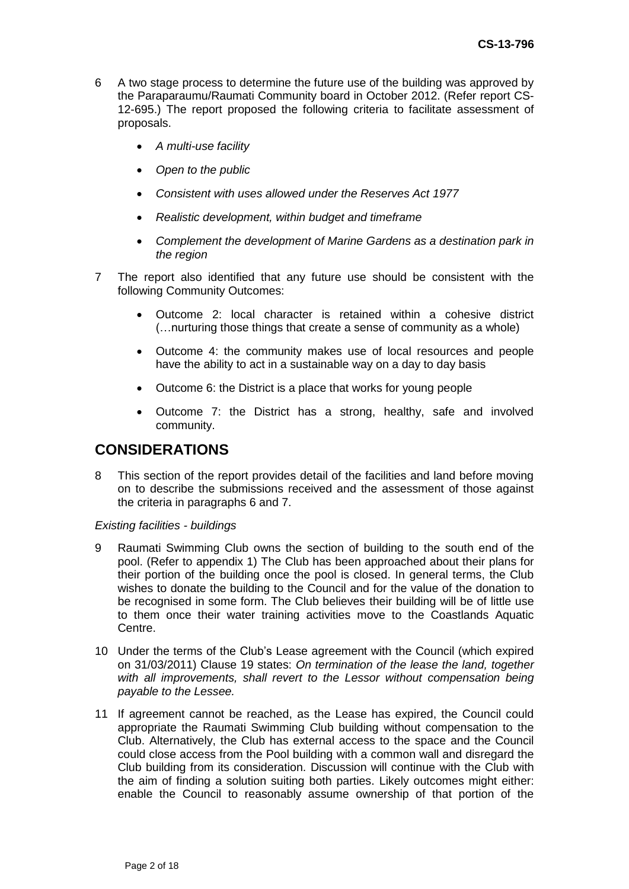6 A two stage process to determine the future use of the building was approved by the Paraparaumu/Raumati Community board in October 2012. (Refer report CS-12-695.) The report proposed the following criteria to facilitate assessment of proposals.

- *A multi-use facility*
- *Open to the public*
- *Consistent with uses allowed under the Reserves Act 1977*
- *Realistic development, within budget and timeframe*
- *Complement the development of Marine Gardens as a destination park in the region*

7 The report also identified that any future use should be consistent with the following Community Outcomes:

- Outcome 2: local character is retained within a cohesive district (…nurturing those things that create a sense of community as a whole)
- Outcome 4: the community makes use of local resources and people have the ability to act in a sustainable way on a day to day basis
- Outcome 6: the District is a place that works for young people
- Outcome 7: the District has a strong, healthy, safe and involved community.

## CONSIDERATIONS

8 This section of the report provides detail of the facilities and land before moving on to describe the submissions received and the assessment of those against the criteria in paragraphs 6 and 7.

*Existing facilities - buildings*

9 Raumati Swimming Club owns the section of building to the south end of the pool. (Refer to appendix 1) The Club has been approached about their plans for their portion of the building once the pool is closed. In general terms, the Club wishes to donate the building to the Council and for the value of the donation to be recognised in some form. The Club believes their building will be of little use to them once their water training activities move to the Coastlands Aquatic Centre.

10 Under the terms of the Club's Lease agreement with the Council (which expired on 31/03/2011) Clause 19 states: *On termination of the lease the land, together with all improvements, shall revert to the Lessor without compensation being payable to the Lessee.*

11 If agreement cannot be reached, as the Lease has expired, the Council could appropriate the Raumati Swimming Club building without compensation to the Club. Alternatively, the Club has external access to the space and the Council could close access from the Pool building with a common wall and disregard the Club building from its consideration. Discussion will continue with the Club with the aim of finding a solution suiting both parties. Likely outcomes might either: enable the Council to reasonably assume ownership of that portion of the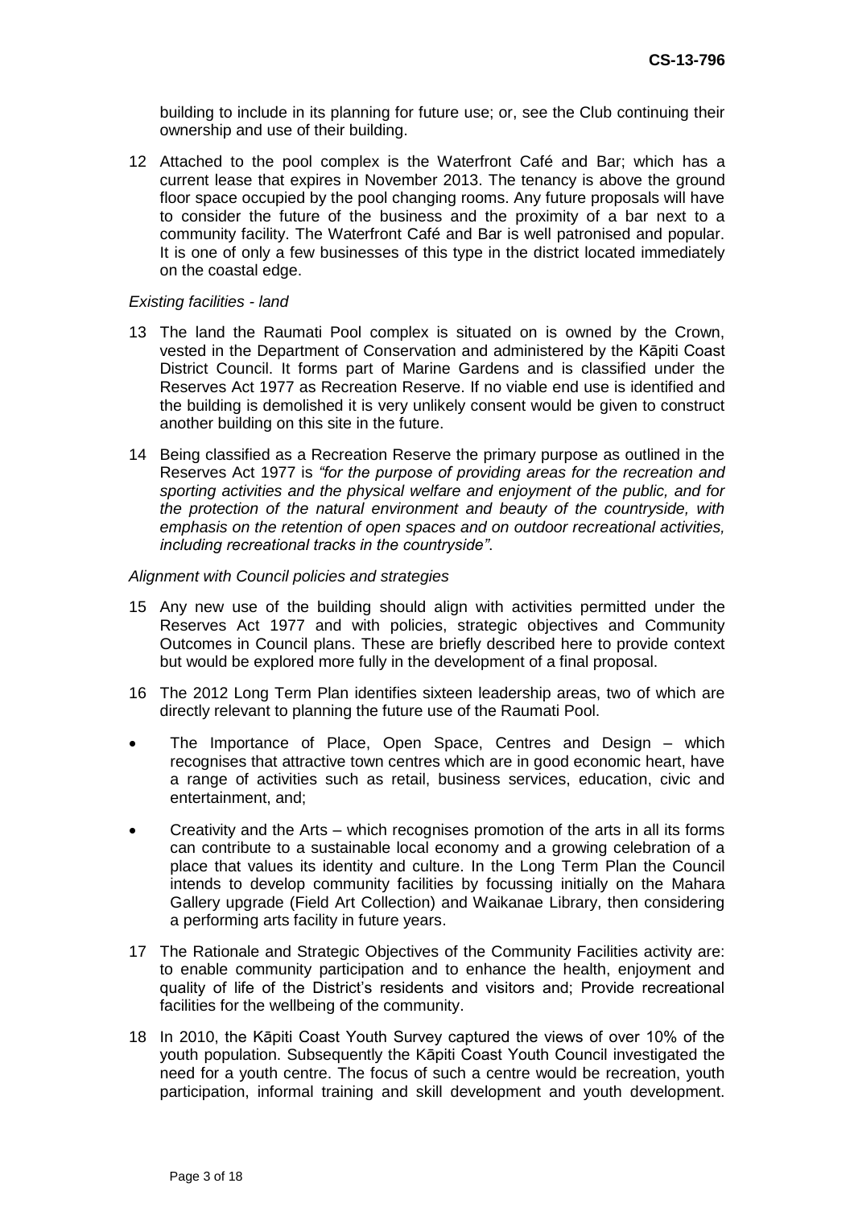building to include in its planning for future use; or, see the Club continuing their ownership and use of their building.

12 Attached to the pool complex is the Waterfront Café and Bar; which has a current lease that expires in November 2013. The tenancy is above the ground floor space occupied by the pool changing rooms. Any future proposals will have to consider the future of the business and the proximity of a bar next to a community facility. The Waterfront Café and Bar is well patronised and popular. It is one of only a few businesses of this type in the district located immediately on the coastal edge.

*Existing facilities - land*

13 The land the Raumati Pool complex is situated on is owned by the Crown, vested in the Department of Conservation and administered by the Kāpiti Coast District Council. It forms part of Marine Gardens and is classified under the Reserves Act 1977 as Recreation Reserve. If no viable end use is identified and the building is demolished it is very unlikely consent would be given to construct another building on this site in the future.

14 Being classified as a Recreation Reserve the primary purpose as outlined in the Reserves Act 1977 is *"for the purpose of providing areas for the recreation and sporting activities and the physical welfare and enjoyment of the public, and for the protection of the natural environment and beauty of the countryside, with emphasis on the retention of open spaces and on outdoor recreational activities, including recreational tracks in the countryside"*.

*Alignment with Council policies and strategies*

15 Any new use of the building should align with activities permitted under the Reserves Act 1977 and with policies, strategic objectives and Community Outcomes in Council plans. These are briefly described here to provide context but would be explored more fully in the development of a final proposal.

16 The 2012 Long Term Plan identifies sixteen leadership areas, two of which are directly relevant to planning the future use of the Raumati Pool.

- The Importance of Place, Open Space, Centres and Design – which recognises that attractive town centres which are in good economic heart, have a range of activities such as retail, business services, education, civic and entertainment, and;
- Creativity and the Arts – which recognises promotion of the arts in all its forms can contribute to a sustainable local economy and a growing celebration of a place that values its identity and culture. In the Long Term Plan the Council intends to develop community facilities by focussing initially on the Mahara Gallery upgrade (Field Art Collection) and Waikanae Library, then considering a performing arts facility in future years.

17 The Rationale and Strategic Objectives of the Community Facilities activity are: to enable community participation and to enhance the health, enjoyment and quality of life of the District's residents and visitors and; Provide recreational facilities for the wellbeing of the community.

18 In 2010, the Kāpiti Coast Youth Survey captured the views of over 10% of the youth population. Subsequently the Kāpiti Coast Youth Council investigated the need for a youth centre. The focus of such a centre would be recreation, youth participation, informal training and skill development and youth development.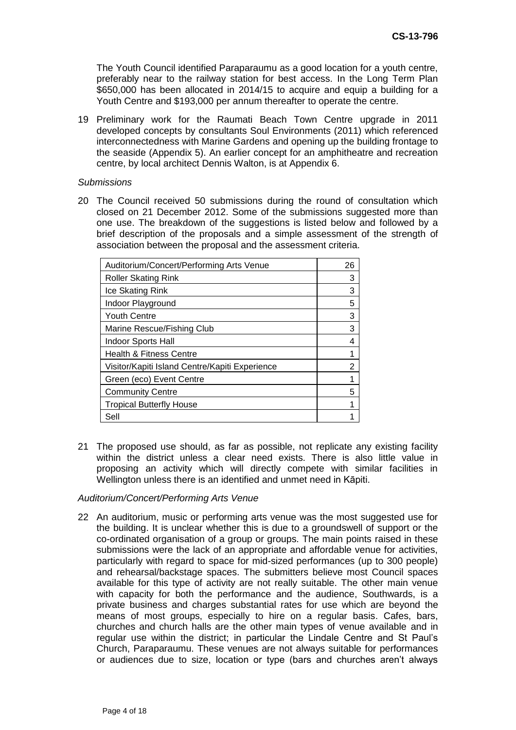The Youth Council identified Paraparaumu as a good location for a youth centre, preferably near to the railway station for best access. In the Long Term Plan $650,000 has been allocated in 2014/15 to acquire and equip a building for a Youth Centre and $193,000 per annum thereafter to operate the centre.

19 Preliminary work for the Raumati Beach Town Centre upgrade in 2011 developed concepts by consultants Soul Environments (2011) which referenced interconnectedness with Marine Gardens and opening up the building frontage to the seaside (Appendix 5). An earlier concept for an amphitheatre and recreation centre, by local architect Dennis Walton, is at Appendix 6.

*Submissions*

20 The Council received 50 submissions during the round of consultation which closed on 21 December 2012. Some of the submissions suggested more than one use. The breakdown of the suggestions is listed below and followed by a brief description of the proposals and a simple assessment of the strength of association between the proposal and the assessment criteria.

| Suggested use | Number |
|---|---|
| Auditorium/Concert/Performing Arts Venue | 26 |
| Roller Skating Rink | 3 |
| Ice Skating Rink | 3 |
| Indoor Playground | 5 |
| Youth Centre | 3 |
| Marine Rescue/Fishing Club | 3 |
| Indoor Sports Hall | 4 |
| Health & Fitness Centre | 1 |
| Visitor/Kapiti Island Centre/Kapiti Experience | 2 |
| Green (eco) Event Centre | 1 |
| Community Centre | 5 |
| Tropical Butterfly House | 1 |
| Sell | 1 |

21 The proposed use should, as far as possible, not replicate any existing facility within the district unless a clear need exists. There is also little value in proposing an activity which will directly compete with similar facilities in Wellington unless there is an identified and unmet need in Kāpiti.

*Auditorium/Concert/Performing Arts Venue*

22 An auditorium, music or performing arts venue was the most suggested use for the building. It is unclear whether this is due to a groundswell of support or the co-ordinated organisation of a group or groups. The main points raised in these submissions were the lack of an appropriate and affordable venue for activities, particularly with regard to space for mid-sized performances (up to 300 people) and rehearsal/backstage spaces. The submitters believe most Council spaces available for this type of activity are not really suitable. The other main venue with capacity for both the performance and the audience, Southwards, is a private business and charges substantial rates for use which are beyond the means of most groups, especially to hire on a regular basis. Cafes, bars, churches and church halls are the other main types of venue available and in regular use within the district; in particular the Lindale Centre and St Paul's Church, Paraparaumu. These venues are not always suitable for performances or audiences due to size, location or type (bars and churches aren't always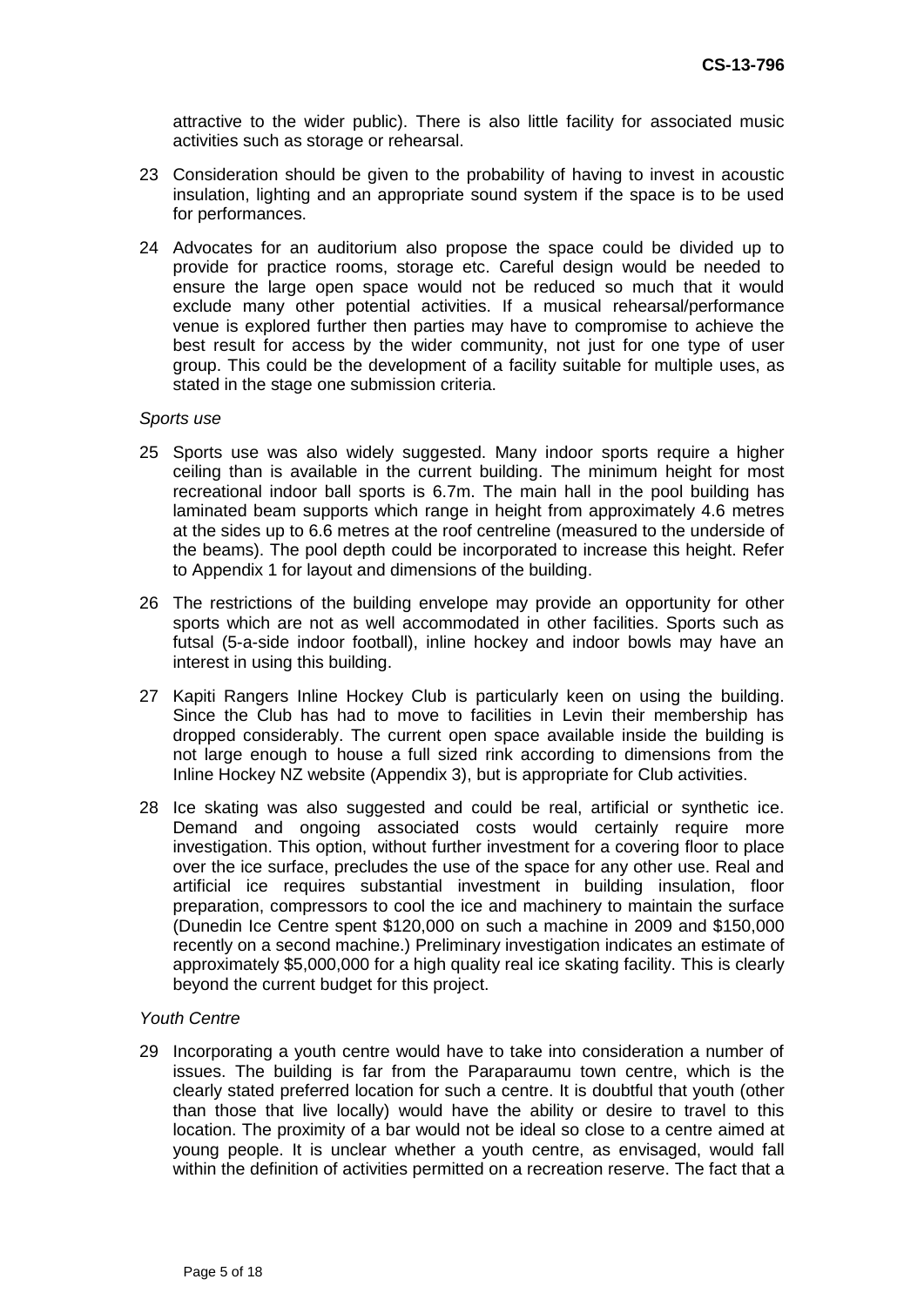attractive to the wider public). There is also little facility for associated music activities such as storage or rehearsal.

23 Consideration should be given to the probability of having to invest in acoustic insulation, lighting and an appropriate sound system if the space is to be used for performances.

24 Advocates for an auditorium also propose the space could be divided up to provide for practice rooms, storage etc. Careful design would be needed to ensure the large open space would not be reduced so much that it would exclude many other potential activities. If a musical rehearsal/performance venue is explored further then parties may have to compromise to achieve the best result for access by the wider community, not just for one type of user group. This could be the development of a facility suitable for multiple uses, as stated in the stage one submission criteria.

*Sports use*

25 Sports use was also widely suggested. Many indoor sports require a higher ceiling than is available in the current building. The minimum height for most recreational indoor ball sports is 6.7m. The main hall in the pool building has laminated beam supports which range in height from approximately 4.6 metres at the sides up to 6.6 metres at the roof centreline (measured to the underside of the beams). The pool depth could be incorporated to increase this height. Refer to Appendix 1 for layout and dimensions of the building.

26 The restrictions of the building envelope may provide an opportunity for other sports which are not as well accommodated in other facilities. Sports such as futsal (5-a-side indoor football), inline hockey and indoor bowls may have an interest in using this building.

27 Kapiti Rangers Inline Hockey Club is particularly keen on using the building. Since the Club has had to move to facilities in Levin their membership has dropped considerably. The current open space available inside the building is not large enough to house a full sized rink according to dimensions from the Inline Hockey NZ website (Appendix 3), but is appropriate for Club activities.

28 Ice skating was also suggested and could be real, artificial or synthetic ice. Demand and ongoing associated costs would certainly require more investigation. This option, without further investment for a covering floor to place over the ice surface, precludes the use of the space for any other use. Real and artificial ice requires substantial investment in building insulation, floor preparation, compressors to cool the ice and machinery to maintain the surface (Dunedin Ice Centre spent $120,000 on such a machine in 2009 and $150,000 recently on a second machine.) Preliminary investigation indicates an estimate of approximately $5,000,000 for a high quality real ice skating facility. This is clearly beyond the current budget for this project.

*Youth Centre*

29 Incorporating a youth centre would have to take into consideration a number of issues. The building is far from the Paraparaumu town centre, which is the clearly stated preferred location for such a centre. It is doubtful that youth (other than those that live locally) would have the ability or desire to travel to this location. The proximity of a bar would not be ideal so close to a centre aimed at young people. It is unclear whether a youth centre, as envisaged, would fall within the definition of activities permitted on a recreation reserve. The fact that a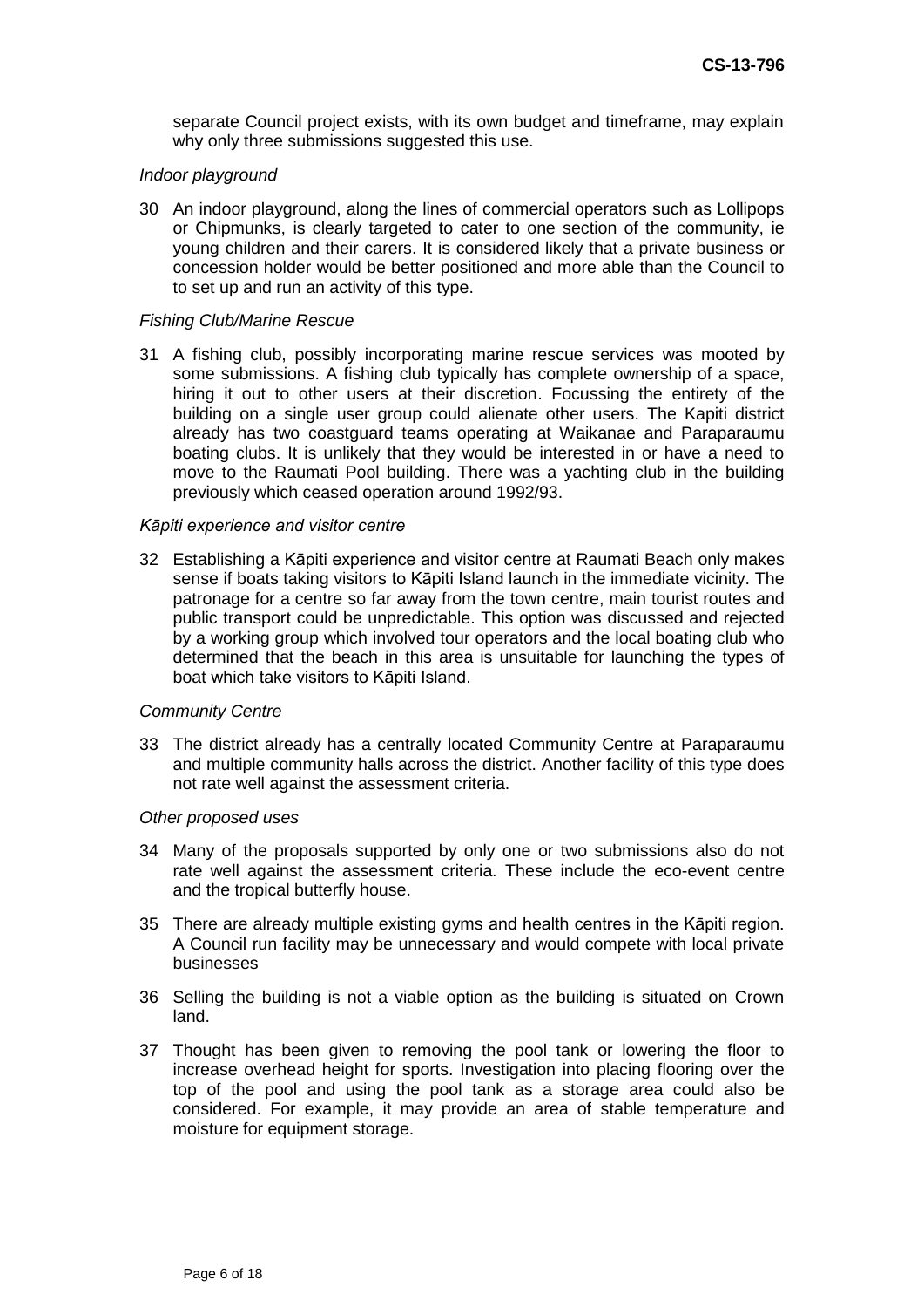separate Council project exists, with its own budget and timeframe, may explain why only three submissions suggested this use.

*Indoor playground*

30 An indoor playground, along the lines of commercial operators such as Lollipops or Chipmunks, is clearly targeted to cater to one section of the community, ie young children and their carers. It is considered likely that a private business or concession holder would be better positioned and more able than the Council to to set up and run an activity of this type.

*Fishing Club/Marine Rescue*

31 A fishing club, possibly incorporating marine rescue services was mooted by some submissions. A fishing club typically has complete ownership of a space, hiring it out to other users at their discretion. Focussing the entirety of the building on a single user group could alienate other users. The Kapiti district already has two coastguard teams operating at Waikanae and Paraparaumu boating clubs. It is unlikely that they would be interested in or have a need to move to the Raumati Pool building. There was a yachting club in the building previously which ceased operation around 1992/93.

*Kāpiti experience and visitor centre*

32 Establishing a Kāpiti experience and visitor centre at Raumati Beach only makes sense if boats taking visitors to Kāpiti Island launch in the immediate vicinity. The patronage for a centre so far away from the town centre, main tourist routes and public transport could be unpredictable. This option was discussed and rejected by a working group which involved tour operators and the local boating club who determined that the beach in this area is unsuitable for launching the types of boat which take visitors to Kāpiti Island.

*Community Centre*

33 The district already has a centrally located Community Centre at Paraparaumu and multiple community halls across the district. Another facility of this type does not rate well against the assessment criteria.

*Other proposed uses*

34 Many of the proposals supported by only one or two submissions also do not rate well against the assessment criteria. These include the eco-event centre and the tropical butterfly house.

35 There are already multiple existing gyms and health centres in the Kāpiti region. A Council run facility may be unnecessary and would compete with local private businesses

36 Selling the building is not a viable option as the building is situated on Crown land.

37 Thought has been given to removing the pool tank or lowering the floor to increase overhead height for sports. Investigation into placing flooring over the top of the pool and using the pool tank as a storage area could also be considered. For example, it may provide an area of stable temperature and moisture for equipment storage.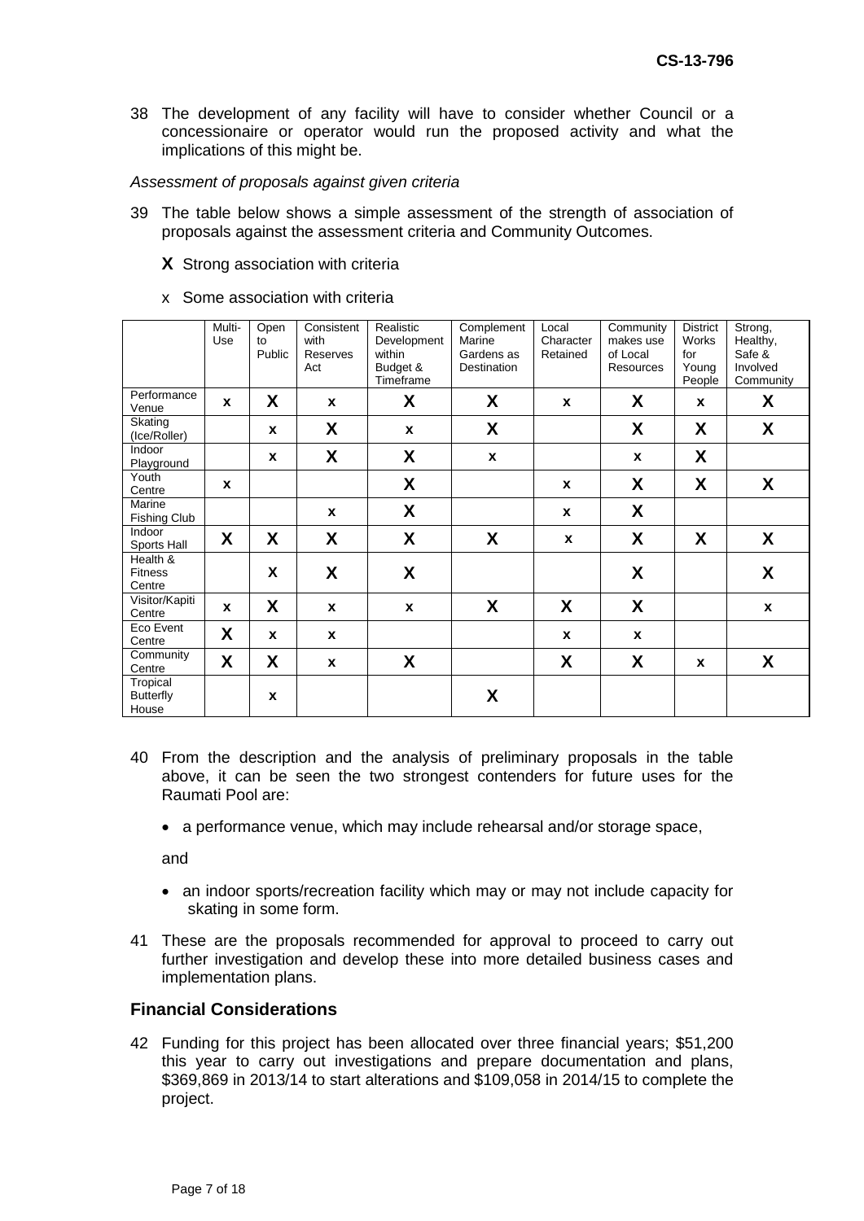38 The development of any facility will have to consider whether Council or a concessionaire or operator would run the proposed activity and what the implications of this might be.

*Assessment of proposals against given criteria*

39 The table below shows a simple assessment of the strength of association of proposals against the assessment criteria and Community Outcomes.

**X** Strong association with criteria

x Some association with criteria

| | Multi-Use | Open to Public | Consistent with Reserves Act | Realistic Development within Budget & Timeframe | Complement Marine Gardens as Destination | Local Character Retained | Community makes use of Local Resources | District Works for Young People | Strong, Healthy, Safe & Involved Community |
|---|---|---|---|---|---|---|---|---|---|
| Performance Venue | x | X | x | X | X | x | X | x | X |
| Skating (Ice/Roller) | | x | X | x | X | | X | X | X |
| Indoor Playground | | x | X | X | x | | x | X | |
| Youth Centre | x | | | X | | x | X | X | X |
| Marine Fishing Club | | | x | X | | x | X | | |
| Indoor Sports Hall | X | X | X | X | X | x | X | X | X |
| Health & Fitness Centre | | X | X | X | | | X | | X |
| Visitor/Kapiti Centre | x | X | x | x | X | X | X | | x |
| Eco Event Centre | X | x | x | | | x | x | | |
| Community Centre | X | X | x | X | | X | X | x | X |
| Tropical Butterfly House | | x | | | X | | | | |

40 From the description and the analysis of preliminary proposals in the table above, it can be seen the two strongest contenders for future uses for the Raumati Pool are:

- a performance venue, which may include rehearsal and/or storage space,

and

- an indoor sports/recreation facility which may or may not include capacity for skating in some form.

41 These are the proposals recommended for approval to proceed to carry out further investigation and develop these into more detailed business cases and implementation plans.

## Financial Considerations

42 Funding for this project has been allocated over three financial years; $51,200 this year to carry out investigations and prepare documentation and plans, $369,869 in 2013/14 to start alterations and $109,058 in 2014/15 to complete the project.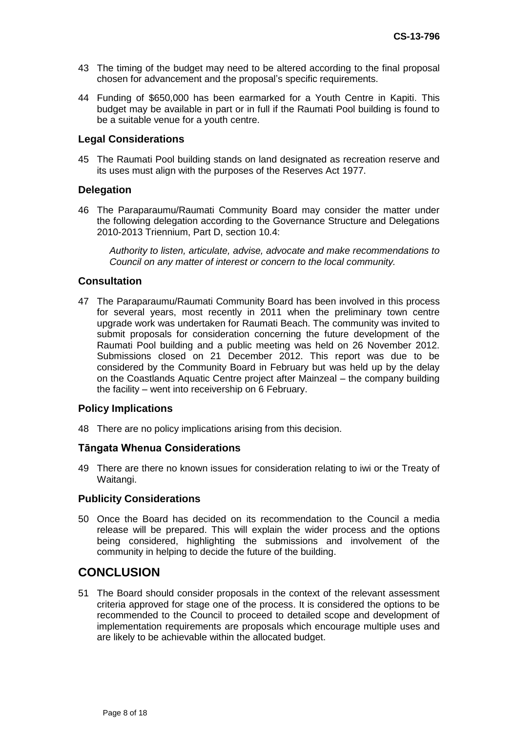43 The timing of the budget may need to be altered according to the final proposal chosen for advancement and the proposal's specific requirements.

44 Funding of $650,000 has been earmarked for a Youth Centre in Kapiti. This budget may be available in part or in full if the Raumati Pool building is found to be a suitable venue for a youth centre.

### Legal Considerations

45 The Raumati Pool building stands on land designated as recreation reserve and its uses must align with the purposes of the Reserves Act 1977.

### Delegation

46 The Paraparaumu/Raumati Community Board may consider the matter under the following delegation according to the Governance Structure and Delegations 2010-2013 Triennium, Part D, section 10.4:

> *Authority to listen, articulate, advise, advocate and make recommendations to Council on any matter of interest or concern to the local community.*

### Consultation

47 The Paraparaumu/Raumati Community Board has been involved in this process for several years, most recently in 2011 when the preliminary town centre upgrade work was undertaken for Raumati Beach. The community was invited to submit proposals for consideration concerning the future development of the Raumati Pool building and a public meeting was held on 26 November 2012. Submissions closed on 21 December 2012. This report was due to be considered by the Community Board in February but was held up by the delay on the Coastlands Aquatic Centre project after Mainzeal – the company building the facility – went into receivership on 6 February.

### Policy Implications

48 There are no policy implications arising from this decision.

### Tāngata Whenua Considerations

49 There are there no known issues for consideration relating to iwi or the Treaty of Waitangi.

### Publicity Considerations

50 Once the Board has decided on its recommendation to the Council a media release will be prepared. This will explain the wider process and the options being considered, highlighting the submissions and involvement of the community in helping to decide the future of the building.

## CONCLUSION

51 The Board should consider proposals in the context of the relevant assessment criteria approved for stage one of the process. It is considered the options to be recommended to the Council to proceed to detailed scope and development of implementation requirements are proposals which encourage multiple uses and are likely to be achievable within the allocated budget.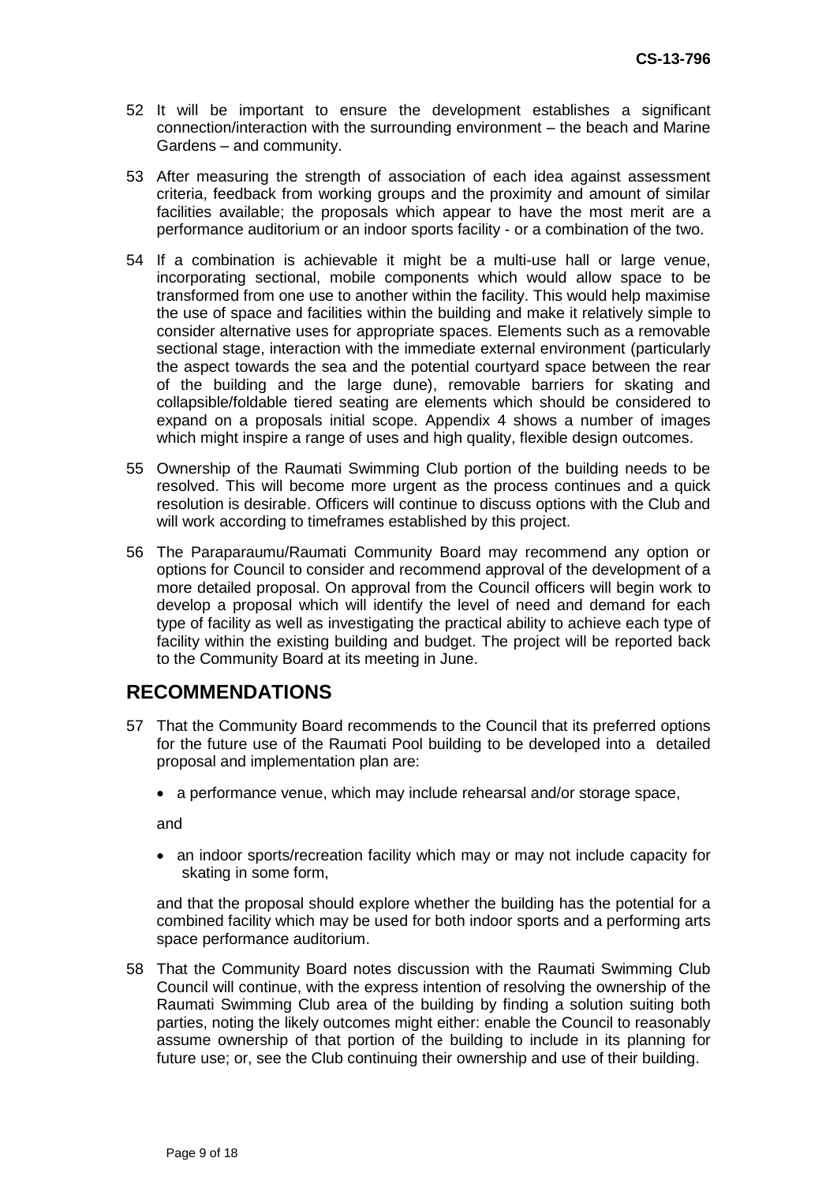52 It will be important to ensure the development establishes a significant connection/interaction with the surrounding environment – the beach and Marine Gardens – and community.

53 After measuring the strength of association of each idea against assessment criteria, feedback from working groups and the proximity and amount of similar facilities available; the proposals which appear to have the most merit are a performance auditorium or an indoor sports facility - or a combination of the two.

54 If a combination is achievable it might be a multi-use hall or large venue, incorporating sectional, mobile components which would allow space to be transformed from one use to another within the facility. This would help maximise the use of space and facilities within the building and make it relatively simple to consider alternative uses for appropriate spaces. Elements such as a removable sectional stage, interaction with the immediate external environment (particularly the aspect towards the sea and the potential courtyard space between the rear of the building and the large dune), removable barriers for skating and collapsible/foldable tiered seating are elements which should be considered to expand on a proposals initial scope. Appendix 4 shows a number of images which might inspire a range of uses and high quality, flexible design outcomes.

55 Ownership of the Raumati Swimming Club portion of the building needs to be resolved. This will become more urgent as the process continues and a quick resolution is desirable. Officers will continue to discuss options with the Club and will work according to timeframes established by this project.

56 The Paraparaumu/Raumati Community Board may recommend any option or options for Council to consider and recommend approval of the development of a more detailed proposal. On approval from the Council officers will begin work to develop a proposal which will identify the level of need and demand for each type of facility as well as investigating the practical ability to achieve each type of facility within the existing building and budget. The project will be reported back to the Community Board at its meeting in June.

## RECOMMENDATIONS

57 That the Community Board recommends to the Council that its preferred options for the future use of the Raumati Pool building to be developed into a detailed proposal and implementation plan are:

- a performance venue, which may include rehearsal and/or storage space,

and

- an indoor sports/recreation facility which may or may not include capacity for skating in some form,

and that the proposal should explore whether the building has the potential for a combined facility which may be used for both indoor sports and a performing arts space performance auditorium.

58 That the Community Board notes discussion with the Raumati Swimming Club Council will continue, with the express intention of resolving the ownership of the Raumati Swimming Club area of the building by finding a solution suiting both parties, noting the likely outcomes might either: enable the Council to reasonably assume ownership of that portion of the building to include in its planning for future use; or, see the Club continuing their ownership and use of their building.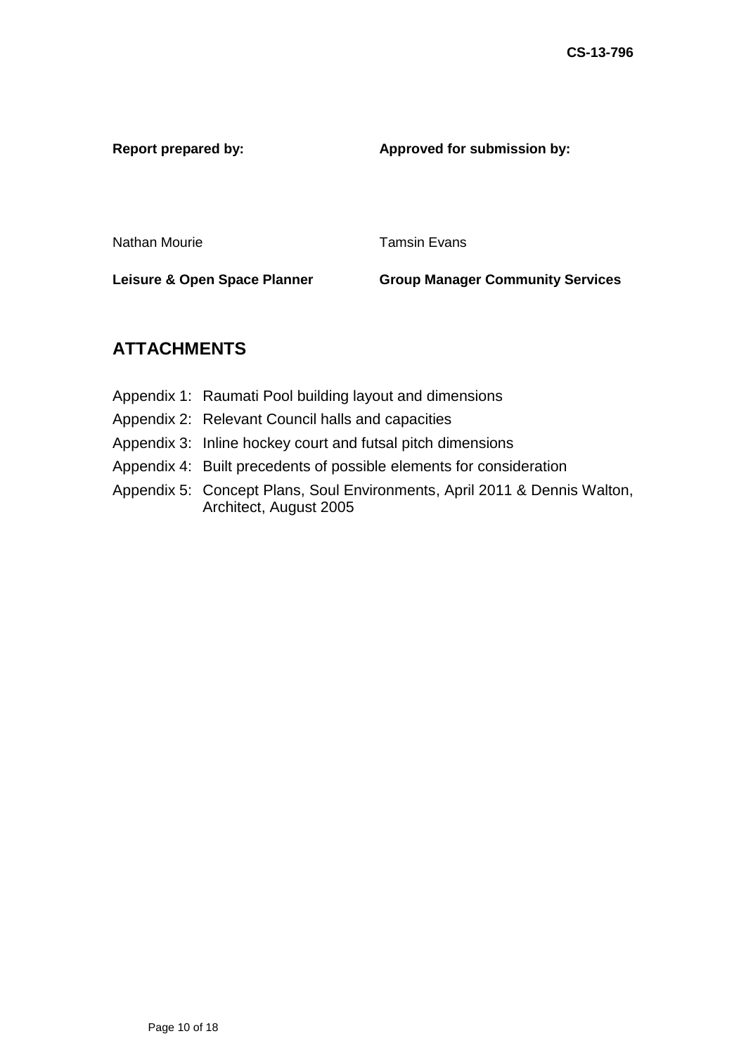| **Report prepared by:** | **Approved for submission by:** |
| --- | --- |
| Nathan Mourie | Tamsin Evans |
| **Leisure & Open Space Planner** | **Group Manager Community Services** |

## ATTACHMENTS

Appendix 1: Raumati Pool building layout and dimensions

Appendix 2: Relevant Council halls and capacities

Appendix 3: Inline hockey court and futsal pitch dimensions

Appendix 4: Built precedents of possible elements for consideration

Appendix 5: Concept Plans, Soul Environments, April 2011 & Dennis Walton, Architect, August 2005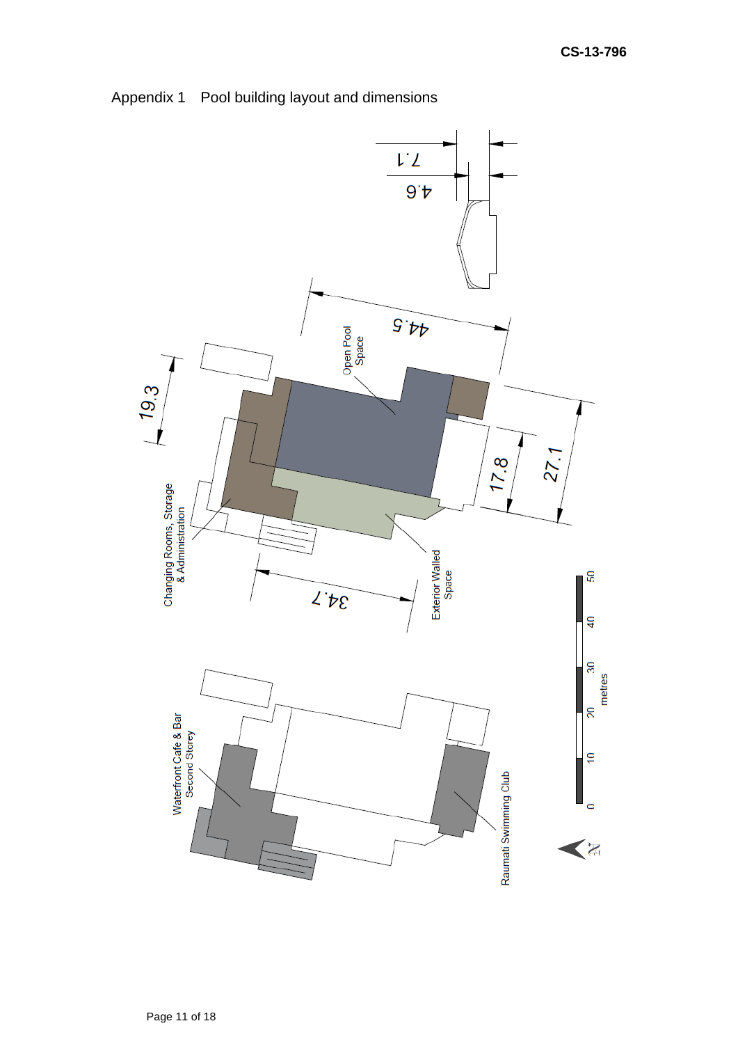Appendix 1    Pool building layout and dimensions

7.1

4.6

44.5

Open Pool Space

19.3

17.8

27.1

Changing Rooms, Storage & Administration

Exterior Walled Space

34.7

0 10 20 30 40 50

metres

Waterfront Cafe & Bar Second Storey

Raumati Swimming Club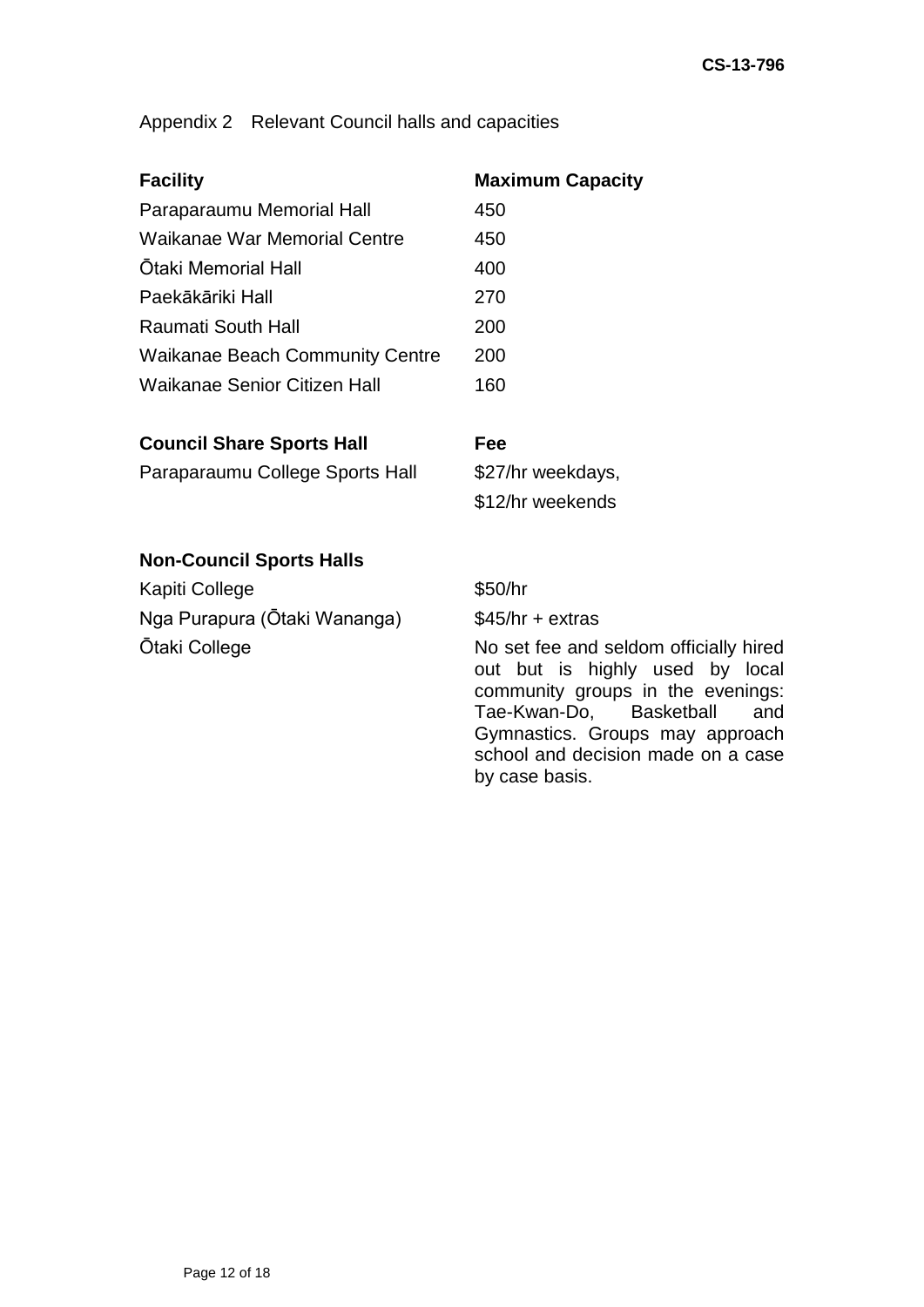Appendix 2 Relevant Council halls and capacities

| Facility | Maximum Capacity |
|---|---|
| Paraparaumu Memorial Hall | 450 |
| Waikanae War Memorial Centre | 450 |
| Ōtaki Memorial Hall | 400 |
| Paekākāriki Hall | 270 |
| Raumati South Hall | 200 |
| Waikanae Beach Community Centre | 200 |
| Waikanae Senior Citizen Hall | 160 |

| Council Share Sports Hall | Fee |
|---|---|
| Paraparaumu College Sports Hall | \$27/hr weekdays, \$12/hr weekends |

| Non-Council Sports Halls | |
|---|---|
| Kapiti College | \$50/hr |
| Nga Purapura (Ōtaki Wananga) | \$45/hr + extras |
| Ōtaki College | No set fee and seldom officially hired out but is highly used by local community groups in the evenings: Tae-Kwan-Do, Basketball and Gymnastics. Groups may approach school and decision made on a case by case basis. |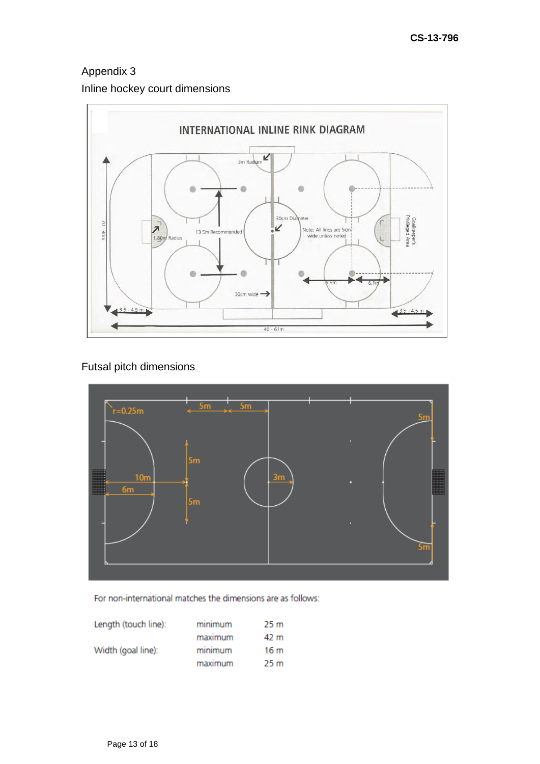Appendix 3

Inline hockey court dimensions

Futsal pitch dimensions

For non-international matches the dimensions are as follows:

| | | |
|---|---|---|
| Length (touch line): | minimum | 25 m |
| | maximum | 42 m |
| Width (goal line): | minimum | 16 m |
| | maximum | 25 m |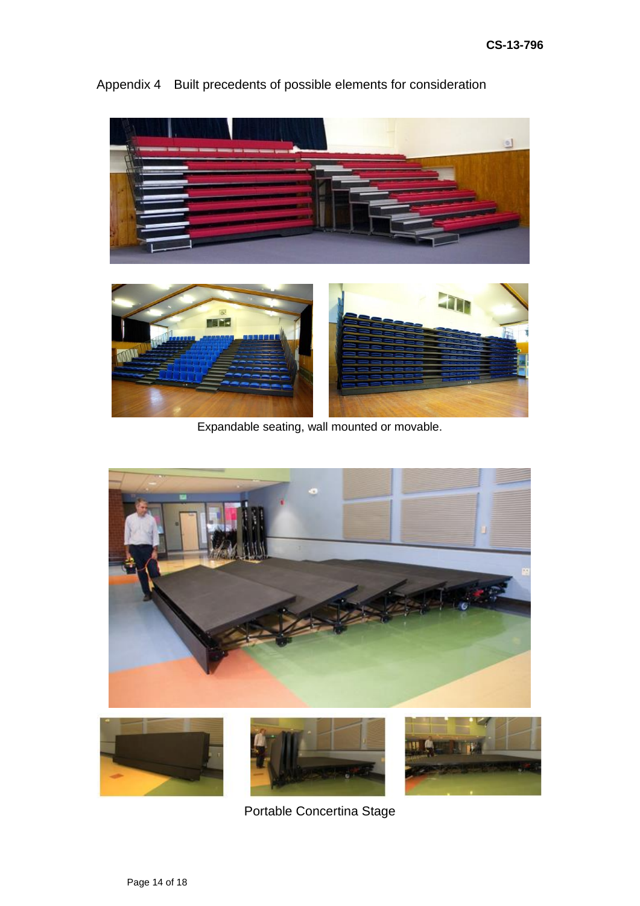Appendix 4 Built precedents of possible elements for consideration

Expandable seating, wall mounted or movable.

Portable Concertina Stage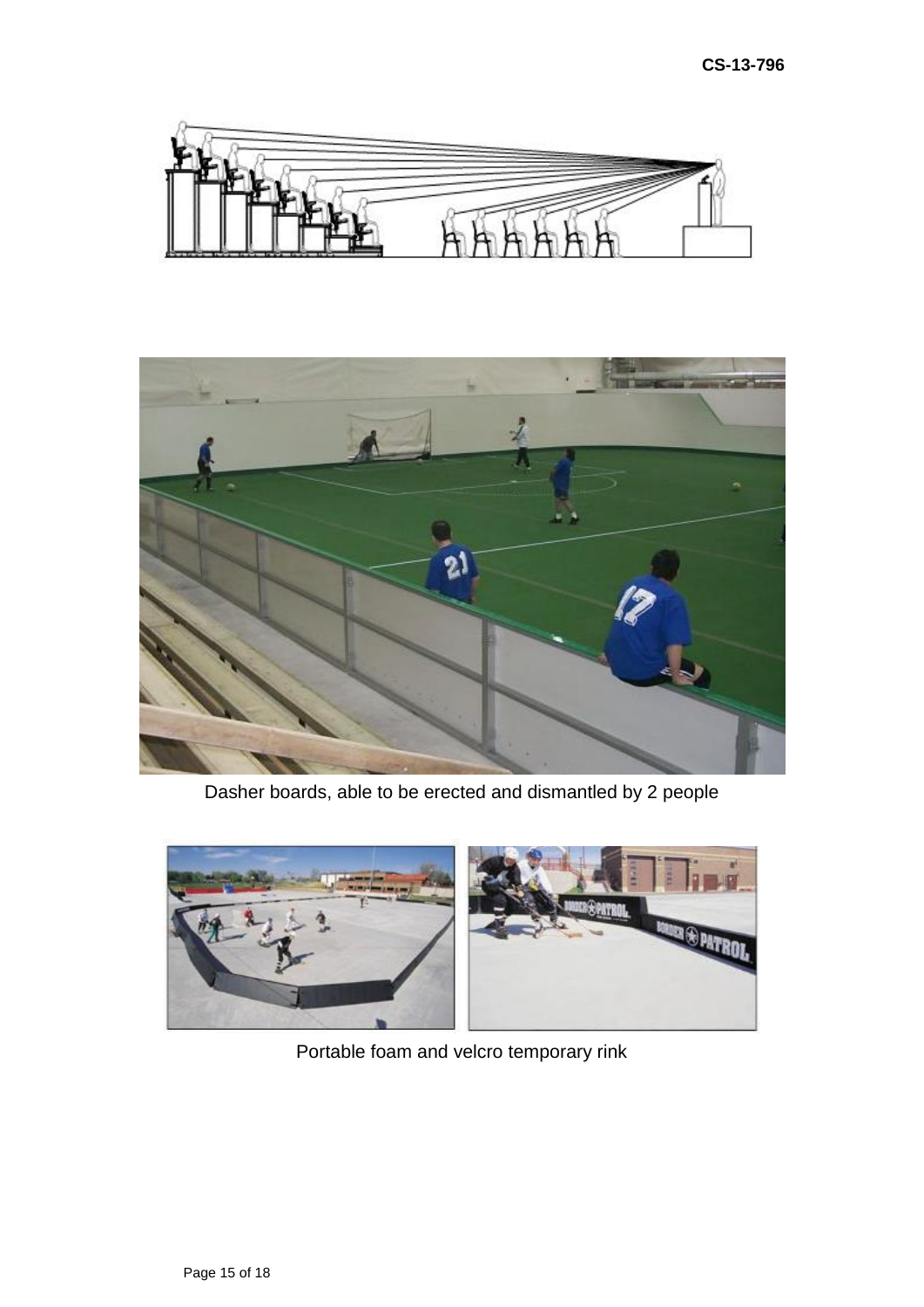Dasher boards, able to be erected and dismantled by 2 people

Portable foam and velcro temporary rink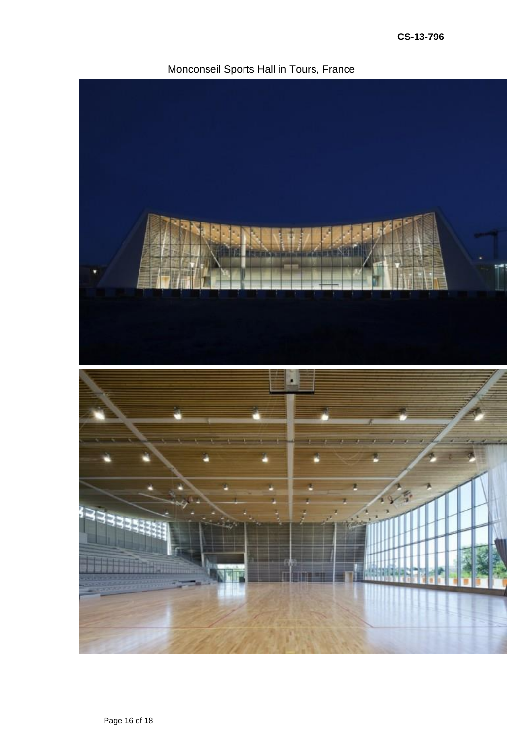Monconseil Sports Hall in Tours, France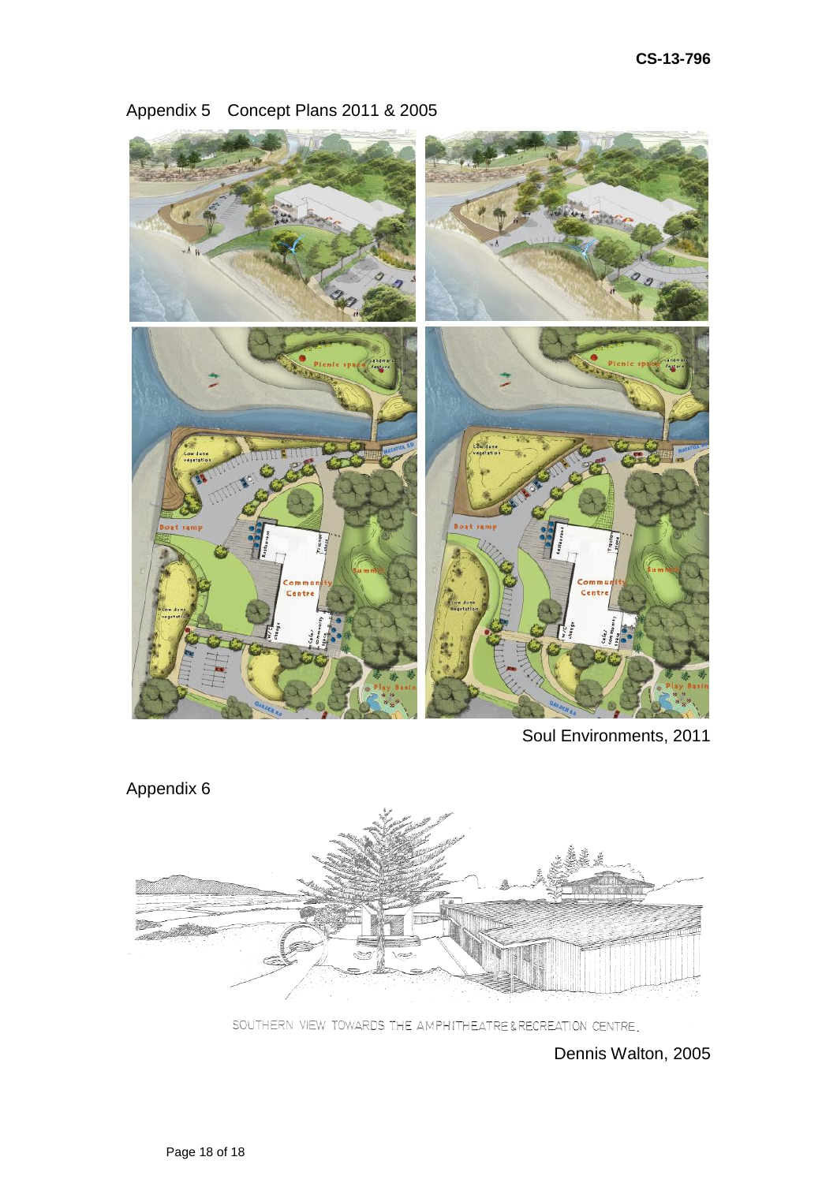## Appendix 5 Concept Plans 2011 & 2005

Soul Environments, 2011

## Appendix 6

SOUTHERN VIEW TOWARDS THE AMPHITHEATRE & RECREATION CENTRE.

Dennis Walton, 2005